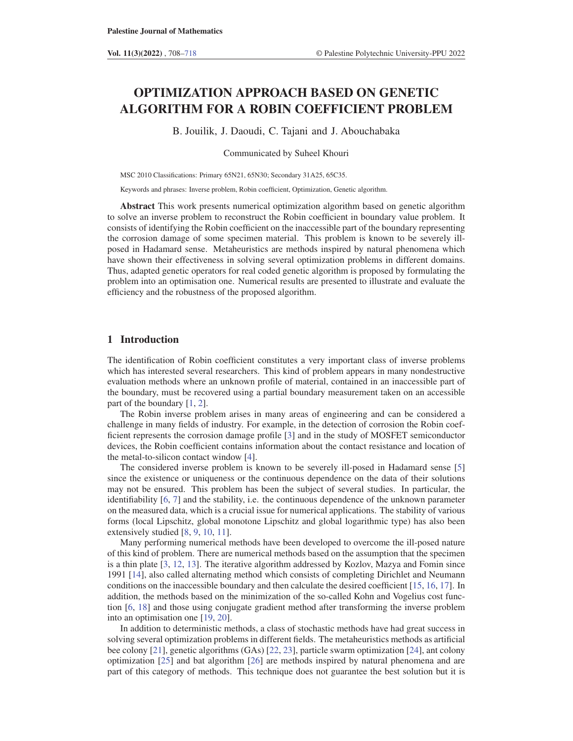# OPTIMIZATION APPROACH BASED ON GENETIC ALGORITHM FOR A ROBIN COEFFICIENT PROBLEM

B. Jouilik, J. Daoudi, C. Tajani and J. Abouchabaka

Communicated by Suheel Khouri

MSC 2010 Classifications: Primary 65N21, 65N30; Secondary 31A25, 65C35.

Keywords and phrases: Inverse problem, Robin coefficient, Optimization, Genetic algorithm.

**Abstract** This work presents numerical optimization algorithm based on genetic algorithm to solve an inverse problem to reconstruct the Robin coefficient in boundary value problem. It consists of identifying the Robin coefficient on the inaccessible part of the boundary representing the corrosion damage of some specimen material. This problem is known to be severely ill-posed in Hadamard sense. Metaheuristics are methods inspired by natural phenomena which have shown their effectiveness in solving several optimization problems in different domains. Thus, adapted genetic operators for real coded genetic algorithm is proposed by formulating the problem into an optimisation one. Numerical results are presented to illustrate and evaluate the efficiency and the robustness of the proposed algorithm.

## 1 Introduction

The identification of Robin coefficient constitutes a very important class of inverse problems which has interested several researchers. This kind of problem appears in many nondestructive evaluation methods where an unknown profile of material, contained in an inaccessible part of the boundary, must be recovered using a partial boundary measurement taken on an accessible part of the boundary [1, 2].

The Robin inverse problem arises in many areas of engineering and can be considered a challenge in many fields of industry. For example, in the detection of corrosion the Robin coefficient represents the corrosion damage profile [3] and in the study of MOSFET semiconductor devices, the Robin coefficient contains information about the contact resistance and location of the metal-to-silicon contact window [4].

The considered inverse problem is known to be severely ill-posed in Hadamard sense [5] since the existence or uniqueness or the continuous dependence on the data of their solutions may not be ensured. This problem has been the subject of several studies. In particular, the identifiability [6, 7] and the stability, i.e. the continuous dependence of the unknown parameter on the measured data, which is a crucial issue for numerical applications. The stability of various forms (local Lipschitz, global monotone Lipschitz and global logarithmic type) has also been extensively studied [8, 9, 10, 11].

Many performing numerical methods have been developed to overcome the ill-posed nature of this kind of problem. There are numerical methods based on the assumption that the specimen is a thin plate [3, 12, 13]. The iterative algorithm addressed by Kozlov, Mazya and Fomin since 1991 [14], also called alternating method which consists of completing Dirichlet and Neumann conditions on the inaccessible boundary and then calculate the desired coefficient [15, 16, 17]. In addition, the methods based on the minimization of the so-called Kohn and Vogelius cost function [6, 18] and those using conjugate gradient method after transforming the inverse problem into an optimisation one [19, 20].

In addition to deterministic methods, a class of stochastic methods have had great success in solving several optimization problems in different fields. The metaheuristics methods as artificial bee colony [21], genetic algorithms (GAs) [22, 23], particle swarm optimization [24], ant colony optimization [25] and bat algorithm [26] are methods inspired by natural phenomena and are part of this category of methods. This technique does not guarantee the best solution but it is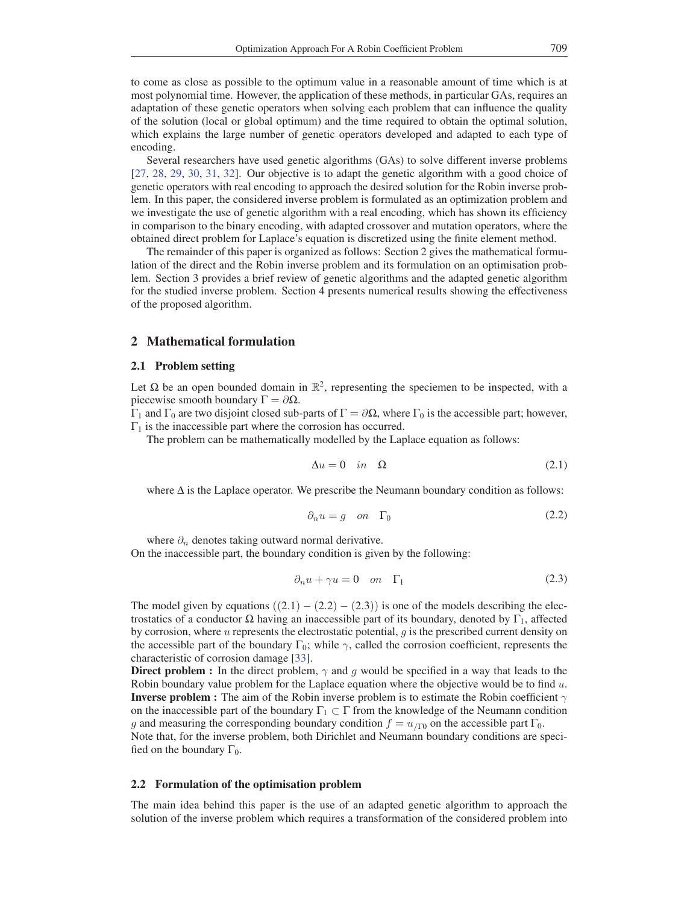to come as close as possible to the optimum value in a reasonable amount of time which is at most polynomial time. However, the application of these methods, in particular GAs, requires an adaptation of these genetic operators when solving each problem that can influence the quality of the solution (local or global optimum) and the time required to obtain the optimal solution, which explains the large number of genetic operators developed and adapted to each type of encoding.

Several researchers have used genetic algorithms (GAs) to solve different inverse problems [27, 28, 29, 30, 31, 32]. Our objective is to adapt the genetic algorithm with a good choice of genetic operators with real encoding to approach the desired solution for the Robin inverse problem. In this paper, the considered inverse problem is formulated as an optimization problem and we investigate the use of genetic algorithm with a real encoding, which has shown its efficiency in comparison to the binary encoding, with adapted crossover and mutation operators, where the obtained direct problem for Laplace's equation is discretized using the finite element method.

The remainder of this paper is organized as follows: Section 2 gives the mathematical formulation of the direct and the Robin inverse problem and its formulation on an optimisation problem. Section 3 provides a brief review of genetic algorithms and the adapted genetic algorithm for the studied inverse problem. Section 4 presents numerical results showing the effectiveness of the proposed algorithm.

## 2 Mathematical formulation

### 2.1 Problem setting

Let $\Omega$ be an open bounded domain in $\mathbb{R}^2$, representing the speciemen to be inspected, with a piecewise smooth boundary $\Gamma = \partial\Omega$.

$\Gamma_1$ and $\Gamma_0$ are two disjoint closed sub-parts of $\Gamma = \partial\Omega$, where $\Gamma_0$ is the accessible part; however, $\Gamma_1$ is the inaccessible part where the corrosion has occurred.

The problem can be mathematically modelled by the Laplace equation as follows:

$$\Delta u = 0 \quad in \quad \Omega \tag{2.1}$$

where $\Delta$ is the Laplace operator. We prescribe the Neumann boundary condition as follows:

$$\partial_n u = g \quad on \quad \Gamma_0 \tag{2.2}$$

where $\partial_n$ denotes taking outward normal derivative.

On the inaccessible part, the boundary condition is given by the following:

$$\partial_n u + \gamma u = 0 \quad on \quad \Gamma_1 \tag{2.3}$$

The model given by equations $((2.1) - (2.2) - (2.3))$ is one of the models describing the electrostatics of a conductor $\Omega$ having an inaccessible part of its boundary, denoted by $\Gamma_1$, affected by corrosion, where $u$ represents the electrostatic potential, $g$ is the prescribed current density on the accessible part of the boundary $\Gamma_0$; while $\gamma$, called the corrosion coefficient, represents the characteristic of corrosion damage [33].

**Direct problem :** In the direct problem, $\gamma$ and $g$ would be specified in a way that leads to the Robin boundary value problem for the Laplace equation where the objective would be to find $u$.

**Inverse problem :** The aim of the Robin inverse problem is to estimate the Robin coefficient $\gamma$ on the inaccessible part of the boundary $\Gamma_1 \subset \Gamma$ from the knowledge of the Neumann condition $g$ and measuring the corresponding boundary condition $f = u_{/\Gamma_0}$ on the accessible part $\Gamma_0$.

Note that, for the inverse problem, both Dirichlet and Neumann boundary conditions are specified on the boundary $\Gamma_0$.

### 2.2 Formulation of the optimisation problem

The main idea behind this paper is the use of an adapted genetic algorithm to approach the solution of the inverse problem which requires a transformation of the considered problem into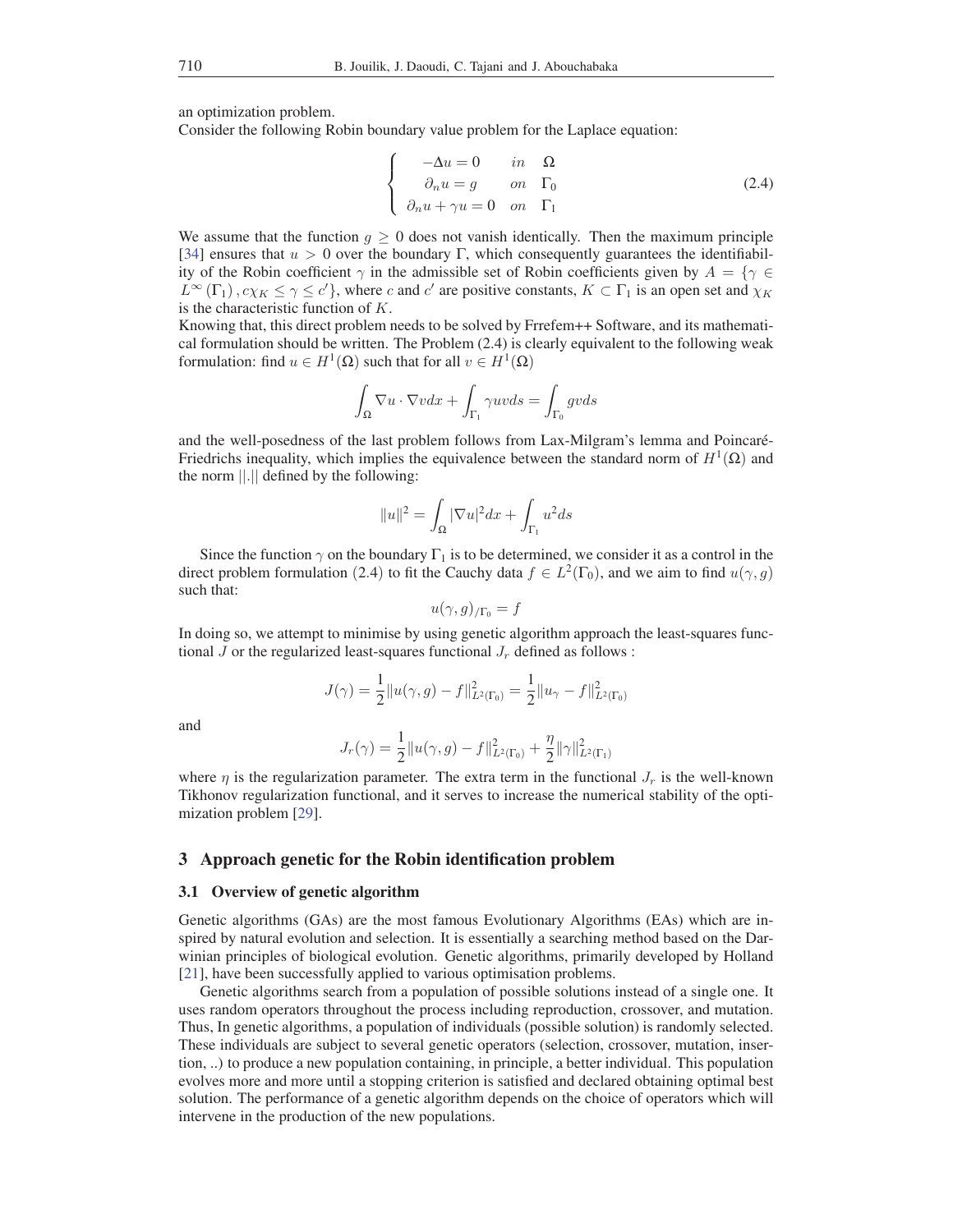an optimization problem.
Consider the following Robin boundary value problem for the Laplace equation:

$$
\begin{cases} -\Delta u = 0 & in \quad \Omega \\ \partial_n u = g & on \quad \Gamma_0 \\ \partial_n u + \gamma u = 0 & on \quad \Gamma_1 \end{cases} \tag{2.4}
$$

We assume that the function $g \geq 0$ does not vanish identically. Then the maximum principle [34] ensures that $u > 0$ over the boundary $\Gamma$, which consequently guarantees the identifiability of the Robin coefficient $\gamma$ in the admissible set of Robin coefficients given by $A = \{\gamma \in L^{\infty}(\Gamma_1), c\chi_K \leq \gamma \leq c'\}$, where $c$ and $c'$ are positive constants, $K \subset \Gamma_1$ is an open set and $\chi_K$ is the characteristic function of $K$.
Knowing that, this direct problem needs to be solved by Frrefem++ Software, and its mathematical formulation should be written. The Problem (2.4) is clearly equivalent to the following weak formulation: find $u \in H^1(\Omega)$ such that for all $v \in H^1(\Omega)$

$$
\int_{\Omega} \nabla u \cdot \nabla v dx + \int_{\Gamma_1} \gamma u v ds = \int_{\Gamma_0} g v ds
$$

and the well-posedness of the last problem follows from Lax-Milgram's lemma and Poincaré-Friedrichs inequality, which implies the equivalence between the standard norm of $H^1(\Omega)$ and the norm $||.||$ defined by the following:

$$
\|u\|^2 = \int_{\Omega} |\nabla u|^2 dx + \int_{\Gamma_1} u^2 ds
$$

Since the function $\gamma$ on the boundary $\Gamma_1$ is to be determined, we consider it as a control in the direct problem formulation (2.4) to fit the Cauchy data $f \in L^2(\Gamma_0)$, and we aim to find $u(\gamma, g)$ such that:

$$
u(\gamma, g)_{/\Gamma_0} = f
$$

In doing so, we attempt to minimise by using genetic algorithm approach the least-squares functional $J$ or the regularized least-squares functional $J_r$ defined as follows :

$$
J(\gamma) = \frac{1}{2}\|u(\gamma, g) - f\|^2_{L^2(\Gamma_0)} = \frac{1}{2}\|u_\gamma - f\|^2_{L^2(\Gamma_0)}
$$

and

$$
J_r(\gamma) = \frac{1}{2}\|u(\gamma, g) - f\|^2_{L^2(\Gamma_0)} + \frac{\eta}{2}\|\gamma\|^2_{L^2(\Gamma_1)}
$$

where $\eta$ is the regularization parameter. The extra term in the functional $J_r$ is the well-known Tikhonov regularization functional, and it serves to increase the numerical stability of the optimization problem [29].

## 3 Approach genetic for the Robin identification problem

### 3.1 Overview of genetic algorithm

Genetic algorithms (GAs) are the most famous Evolutionary Algorithms (EAs) which are inspired by natural evolution and selection. It is essentially a searching method based on the Darwinian principles of biological evolution. Genetic algorithms, primarily developed by Holland [21], have been successfully applied to various optimisation problems.

Genetic algorithms search from a population of possible solutions instead of a single one. It uses random operators throughout the process including reproduction, crossover, and mutation. Thus, In genetic algorithms, a population of individuals (possible solution) is randomly selected. These individuals are subject to several genetic operators (selection, crossover, mutation, insertion, ..) to produce a new population containing, in principle, a better individual. This population evolves more and more until a stopping criterion is satisfied and declared obtaining optimal best solution. The performance of a genetic algorithm depends on the choice of operators which will intervene in the production of the new populations.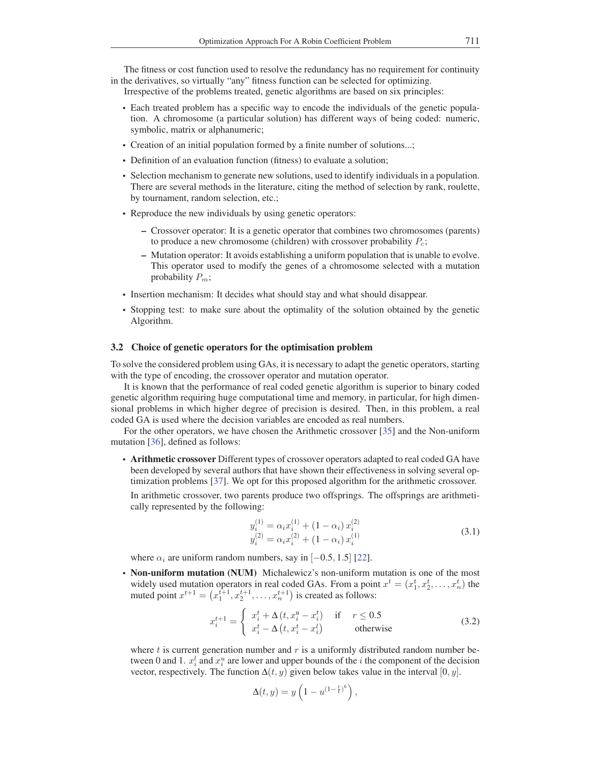The fitness or cost function used to resolve the redundancy has no requirement for continuity in the derivatives, so virtually "any" fitness function can be selected for optimizing.

Irrespective of the problems treated, genetic algorithms are based on six principles:

- Each treated problem has a specific way to encode the individuals of the genetic population. A chromosome (a particular solution) has different ways of being coded: numeric, symbolic, matrix or alphanumeric;
- Creation of an initial population formed by a finite number of solutions...;
- Definition of an evaluation function (fitness) to evaluate a solution;
- Selection mechanism to generate new solutions, used to identify individuals in a population. There are several methods in the literature, citing the method of selection by rank, roulette, by tournament, random selection, etc.;
- Reproduce the new individuals by using genetic operators:
  - Crossover operator: It is a genetic operator that combines two chromosomes (parents) to produce a new chromosome (children) with crossover probability $P_c$;
  - Mutation operator: It avoids establishing a uniform population that is unable to evolve. This operator used to modify the genes of a chromosome selected with a mutation probability $P_m$;
- Insertion mechanism: It decides what should stay and what should disappear.
- Stopping test: to make sure about the optimality of the solution obtained by the genetic Algorithm.

### 3.2 Choice of genetic operators for the optimisation problem

To solve the considered problem using GAs, it is necessary to adapt the genetic operators, starting with the type of encoding, the crossover operator and mutation operator.

It is known that the performance of real coded genetic algorithm is superior to binary coded genetic algorithm requiring huge computational time and memory, in particular, for high dimensional problems in which higher degree of precision is desired. Then, in this problem, a real coded GA is used where the decision variables are encoded as real numbers.

For the other operators, we have chosen the Arithmetic crossover [35] and the Non-uniform mutation [36], defined as follows:

- **Arithmetic crossover** Different types of crossover operators adapted to real coded GA have been developed by several authors that have shown their effectiveness in solving several optimization problems [37]. We opt for this proposed algorithm for the arithmetic crossover.

  In arithmetic crossover, two parents produce two offsprings. The offsprings are arithmetically represented by the following:

$$
\begin{aligned}
y_i^{(1)} &= \alpha_i x_i^{(1)} + (1-\alpha_i)\, x_i^{(2)} \\
y_i^{(2)} &= \alpha_i x_i^{(2)} + (1-\alpha_i)\, x_i^{(1)}
\end{aligned}
\tag{3.1}
$$

  where $\alpha_i$ are uniform random numbers, say in $[-0.5, 1.5]$ [22].

- **Non-uniform mutation (NUM)** Michalewicz's non-uniform mutation is one of the most widely used mutation operators in real coded GAs. From a point $x^t = (x_1^t, x_2^t, \ldots, x_n^t)$ the muted point $x^{t+1} = \left(x_1^{t+1}, x_2^{t+1}, \ldots, x_n^{t+1}\right)$ is created as follows:

$$
x_i^{t+1} = \begin{cases} x_i^t + \Delta\left(t, x_i^{\mathrm{u}} - x_i^t\right) & \text{if} \quad r \leq 0.5 \\ x_i^t - \Delta\left(t, x_i^t - x_i^l\right) & \text{otherwise} \end{cases}
\tag{3.2}
$$

  where $t$ is current generation number and $r$ is a uniformly distributed random number between 0 and 1. $x_i^l$ and $x_i^u$ are lower and upper bounds of the $i$ the component of the decision vector, respectively. The function $\Delta(t, y)$ given below takes value in the interval $[0, y]$.

$$
\Delta(t, y) = y\left(1 - u^{\left(1-\frac{1}{t}\right)^b}\right),
$$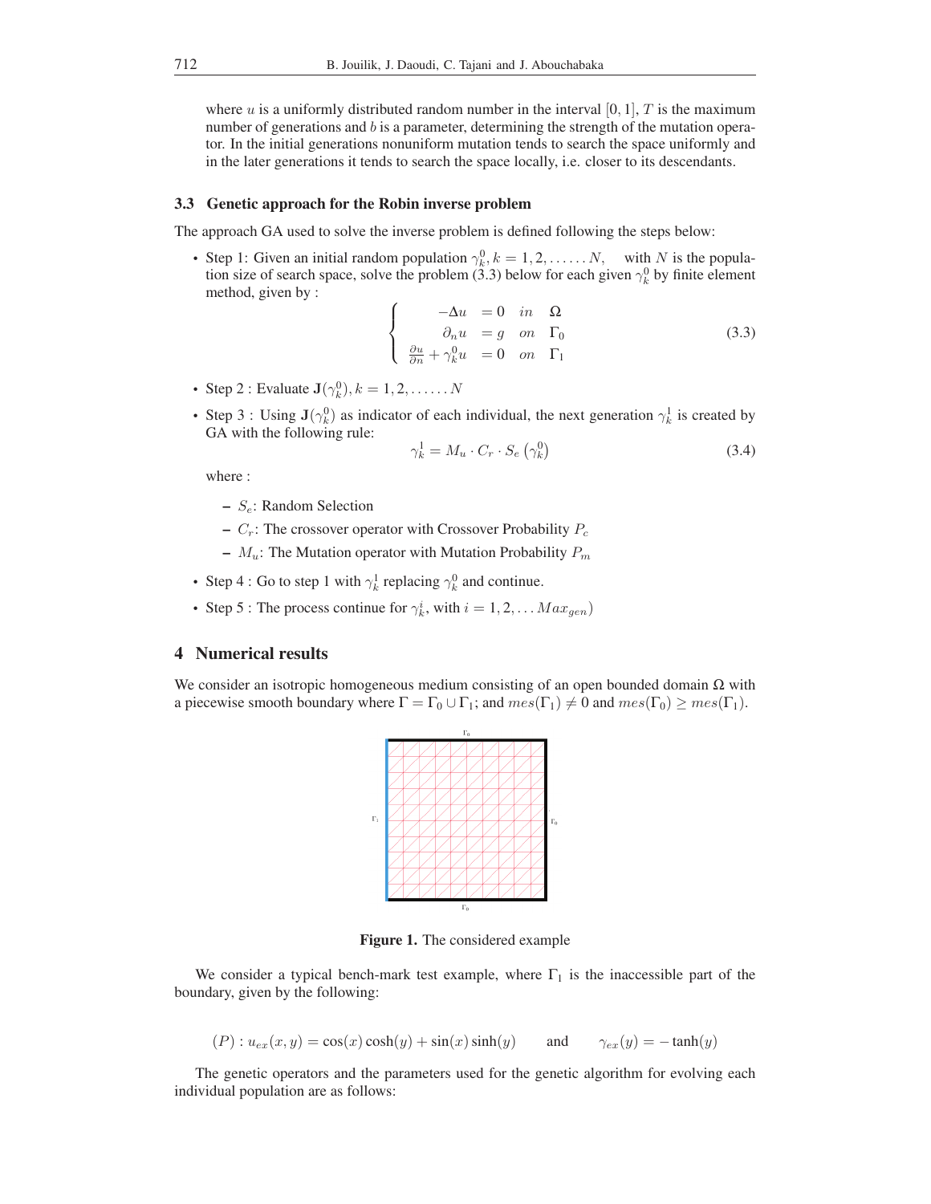where $u$ is a uniformly distributed random number in the interval $[0, 1]$, $T$ is the maximum number of generations and $b$ is a parameter, determining the strength of the mutation operator. In the initial generations nonuniform mutation tends to search the space uniformly and in the later generations it tends to search the space locally, i.e. closer to its descendants.

### 3.3 Genetic approach for the Robin inverse problem

The approach GA used to solve the inverse problem is defined following the steps below:

- Step 1: Given an initial random population $\gamma_k^0, k = 1, 2, \ldots\ldots N,$ with $N$ is the population size of search space, solve the problem (3.3) below for each given $\gamma_k^0$ by finite element method, given by :

$$\left\{\begin{array}{rll} -\Delta u &= 0 & in \quad \Omega \\ \partial_n u &= g & on \quad \Gamma_0 \\ \frac{\partial u}{\partial n} + \gamma_k^0 u &= 0 & on \quad \Gamma_1 \end{array}\right. \tag{3.3}$$

- Step 2 : Evaluate $\mathbf{J}(\gamma_k^0), k = 1, 2, \ldots\ldots N$
- Step 3 : Using $\mathbf{J}(\gamma_k^0)$ as indicator of each individual, the next generation $\gamma_k^1$ is created by GA with the following rule:

$$\gamma_k^1 = M_u \cdot C_r \cdot S_e\left(\gamma_k^0\right) \tag{3.4}$$

  where :

  - $S_e$: Random Selection
  - $C_r$: The crossover operator with Crossover Probability $P_c$
  - $M_u$: The Mutation operator with Mutation Probability $P_m$

- Step 4 : Go to step 1 with $\gamma_k^1$ replacing $\gamma_k^0$ and continue.
- Step 5 : The process continue for $\gamma_k^i$, with $i = 1, 2, \ldots Max_{gen})$

## 4 Numerical results

We consider an isotropic homogeneous medium consisting of an open bounded domain $\Omega$ with a piecewise smooth boundary where $\Gamma = \Gamma_0 \cup \Gamma_1$; and $mes(\Gamma_1) \neq 0$ and $mes(\Gamma_0) \geq mes(\Gamma_1)$.

**Figure 1.** The considered example

We consider a typical bench-mark test example, where $\Gamma_1$ is the inaccessible part of the boundary, given by the following:

$$(P) : u_{ex}(x, y) = \cos(x)\cosh(y) + \sin(x)\sinh(y) \qquad \text{and} \qquad \gamma_{ex}(y) = -\tanh(y)$$

The genetic operators and the parameters used for the genetic algorithm for evolving each individual population are as follows: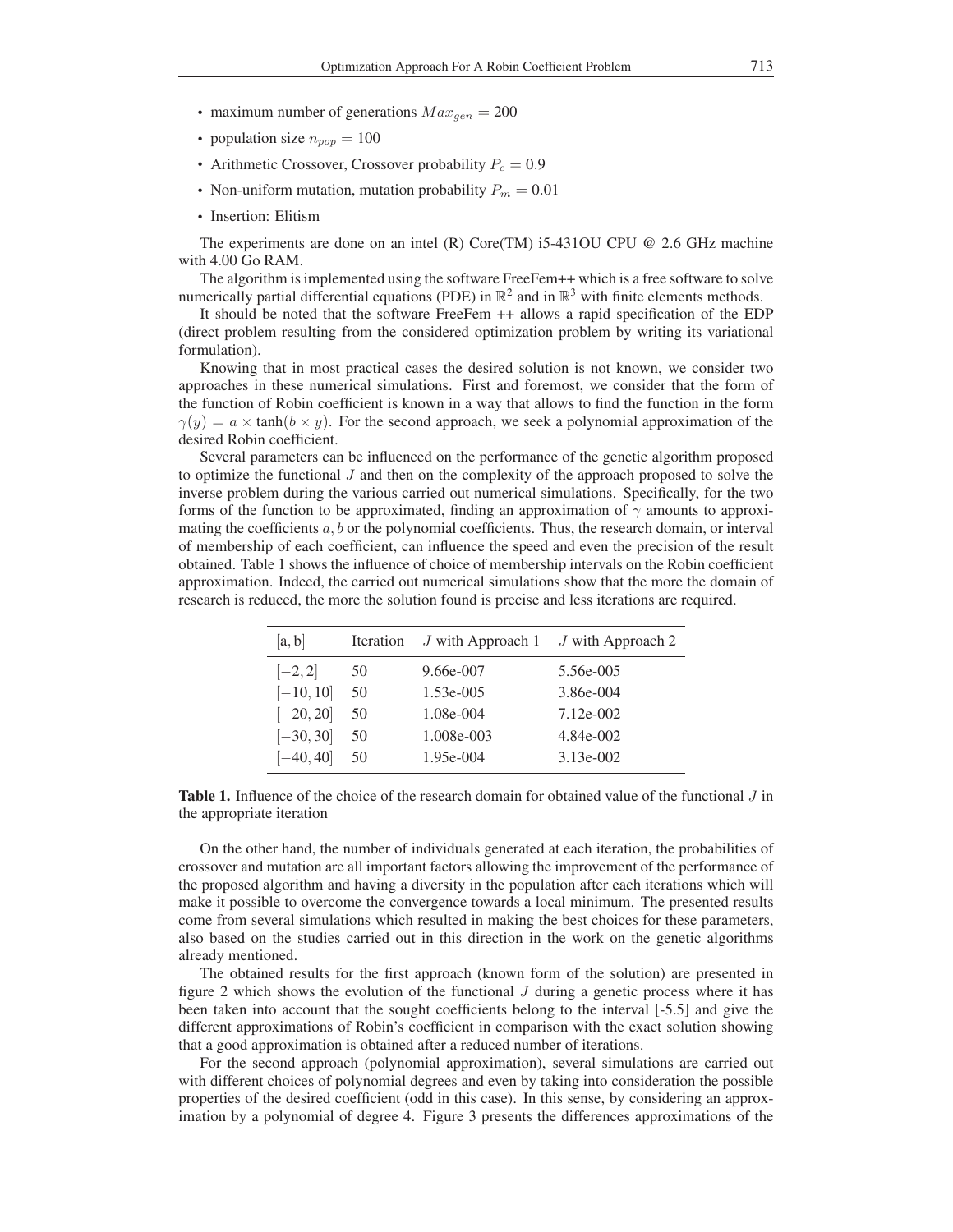- maximum number of generations $Max_{gen} = 200$
- population size $n_{pop} = 100$
- Arithmetic Crossover, Crossover probability $P_c = 0.9$
- Non-uniform mutation, mutation probability $P_m = 0.01$
- Insertion: Elitism

The experiments are done on an intel (R) Core(TM) i5-431OU CPU @ 2.6 GHz machine with 4.00 Go RAM.

The algorithm is implemented using the software FreeFem++ which is a free software to solve numerically partial differential equations (PDE) in $\mathbb{R}^2$ and in $\mathbb{R}^3$ with finite elements methods.

It should be noted that the software FreeFem ++ allows a rapid specification of the EDP (direct problem resulting from the considered optimization problem by writing its variational formulation).

Knowing that in most practical cases the desired solution is not known, we consider two approaches in these numerical simulations. First and foremost, we consider that the form of the function of Robin coefficient is known in a way that allows to find the function in the form $\gamma(y) = a \times \tanh(b \times y)$. For the second approach, we seek a polynomial approximation of the desired Robin coefficient.

Several parameters can be influenced on the performance of the genetic algorithm proposed to optimize the functional $J$ and then on the complexity of the approach proposed to solve the inverse problem during the various carried out numerical simulations. Specifically, for the two forms of the function to be approximated, finding an approximation of $\gamma$ amounts to approximating the coefficients $a, b$ or the polynomial coefficients. Thus, the research domain, or interval of membership of each coefficient, can influence the speed and even the precision of the result obtained. Table 1 shows the influence of choice of membership intervals on the Robin coefficient approximation. Indeed, the carried out numerical simulations show that the more the domain of research is reduced, the more the solution found is precise and less iterations are required.

| [a, b] | Iteration | $J$ with Approach 1 | $J$ with Approach 2 |
|---|---|---|---|
| $[-2, 2]$ | 50 | 9.66e-007 | 5.56e-005 |
| $[-10, 10]$ | 50 | 1.53e-005 | 3.86e-004 |
| $[-20, 20]$ | 50 | 1.08e-004 | 7.12e-002 |
| $[-30, 30]$ | 50 | 1.008e-003 | 4.84e-002 |
| $[-40, 40]$ | 50 | 1.95e-004 | 3.13e-002 |

**Table 1.** Influence of the choice of the research domain for obtained value of the functional $J$ in the appropriate iteration

On the other hand, the number of individuals generated at each iteration, the probabilities of crossover and mutation are all important factors allowing the improvement of the performance of the proposed algorithm and having a diversity in the population after each iterations which will make it possible to overcome the convergence towards a local minimum. The presented results come from several simulations which resulted in making the best choices for these parameters, also based on the studies carried out in this direction in the work on the genetic algorithms already mentioned.

The obtained results for the first approach (known form of the solution) are presented in figure 2 which shows the evolution of the functional $J$ during a genetic process where it has been taken into account that the sought coefficients belong to the interval [-5.5] and give the different approximations of Robin's coefficient in comparison with the exact solution showing that a good approximation is obtained after a reduced number of iterations.

For the second approach (polynomial approximation), several simulations are carried out with different choices of polynomial degrees and even by taking into consideration the possible properties of the desired coefficient (odd in this case). In this sense, by considering an approximation by a polynomial of degree 4. Figure 3 presents the differences approximations of the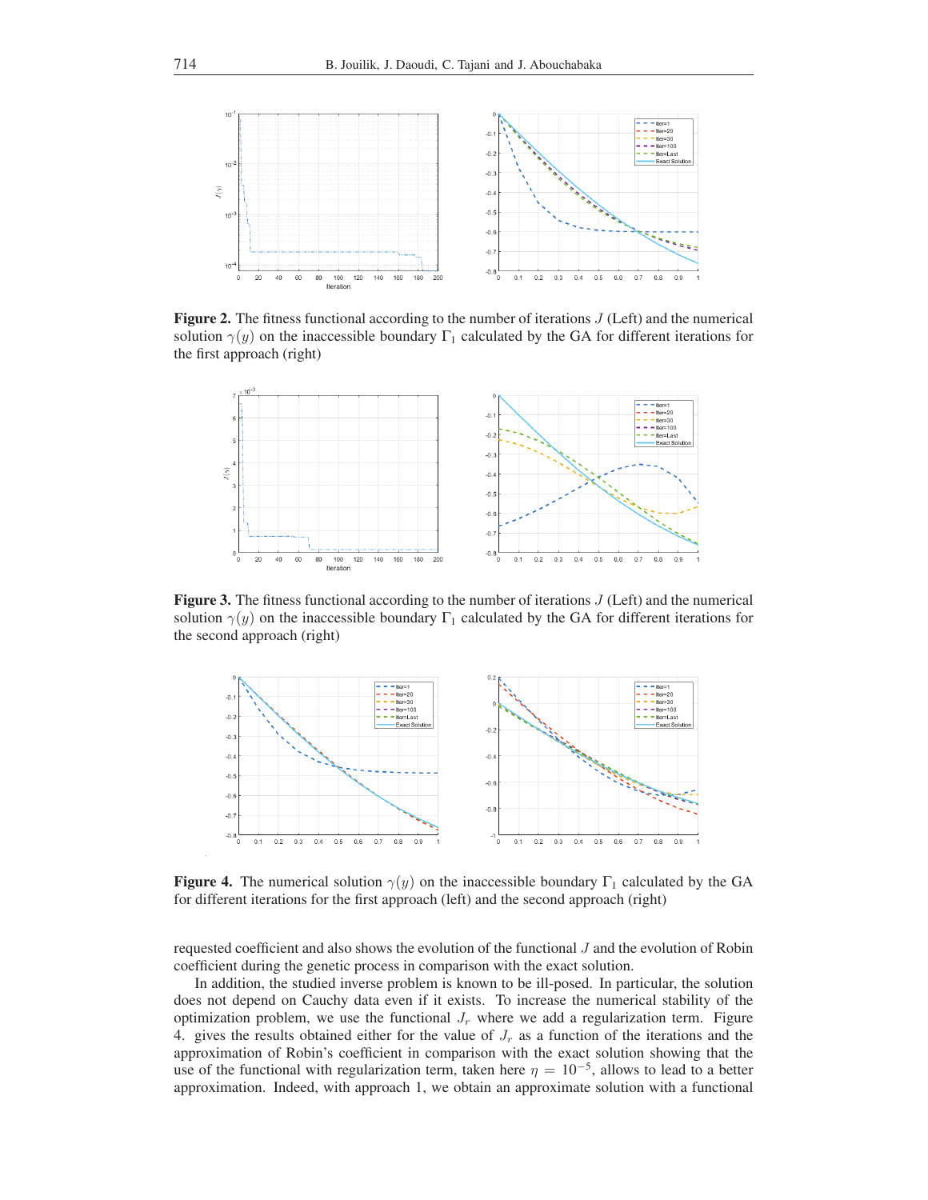**Figure 2.** The fitness functional according to the number of iterations $J$ (Left) and the numerical solution $\gamma(y)$ on the inaccessible boundary $\Gamma_1$ calculated by the GA for different iterations for the first approach (right)

**Figure 3.** The fitness functional according to the number of iterations $J$ (Left) and the numerical solution $\gamma(y)$ on the inaccessible boundary $\Gamma_1$ calculated by the GA for different iterations for the second approach (right)

**Figure 4.** The numerical solution $\gamma(y)$ on the inaccessible boundary $\Gamma_1$ calculated by the GA for different iterations for the first approach (left) and the second approach (right)

requested coefficient and also shows the evolution of the functional $J$ and the evolution of Robin coefficient during the genetic process in comparison with the exact solution.

In addition, the studied inverse problem is known to be ill-posed. In particular, the solution does not depend on Cauchy data even if it exists. To increase the numerical stability of the optimization problem, we use the functional $J_r$ where we add a regularization term. Figure 4. gives the results obtained either for the value of $J_r$ as a function of the iterations and the approximation of Robin's coefficient in comparison with the exact solution showing that the use of the functional with regularization term, taken here $\eta = 10^{-5}$, allows to lead to a better approximation. Indeed, with approach 1, we obtain an approximate solution with a functional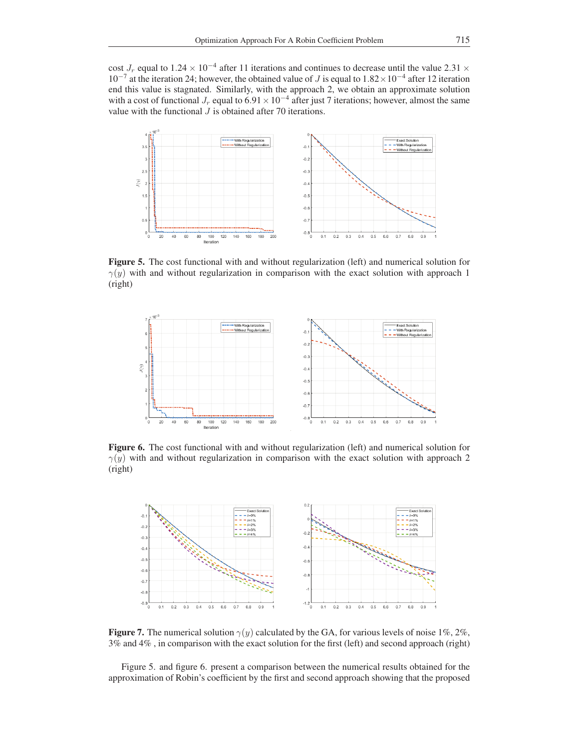cost $J_r$ equal to $1.24 \times 10^{-4}$ after 11 iterations and continues to decrease until the value $2.31 \times 10^{-7}$ at the iteration 24; however, the obtained value of $J$ is equal to $1.82 \times 10^{-4}$ after 12 iteration end this value is stagnated. Similarly, with the approach 2, we obtain an approximate solution with a cost of functional $J_r$ equal to $6.91 \times 10^{-4}$ after just 7 iterations; however, almost the same value with the functional $J$ is obtained after 70 iterations.

**Figure 5.** The cost functional with and without regularization (left) and numerical solution for $\gamma(y)$ with and without regularization in comparison with the exact solution with approach 1 (right)

**Figure 6.** The cost functional with and without regularization (left) and numerical solution for $\gamma(y)$ with and without regularization in comparison with the exact solution with approach 2 (right)

**Figure 7.** The numerical solution $\gamma(y)$ calculated by the GA, for various levels of noise 1%, 2%, 3% and 4% , in comparison with the exact solution for the first (left) and second approach (right)

Figure 5. and figure 6. present a comparison between the numerical results obtained for the approximation of Robin's coefficient by the first and second approach showing that the proposed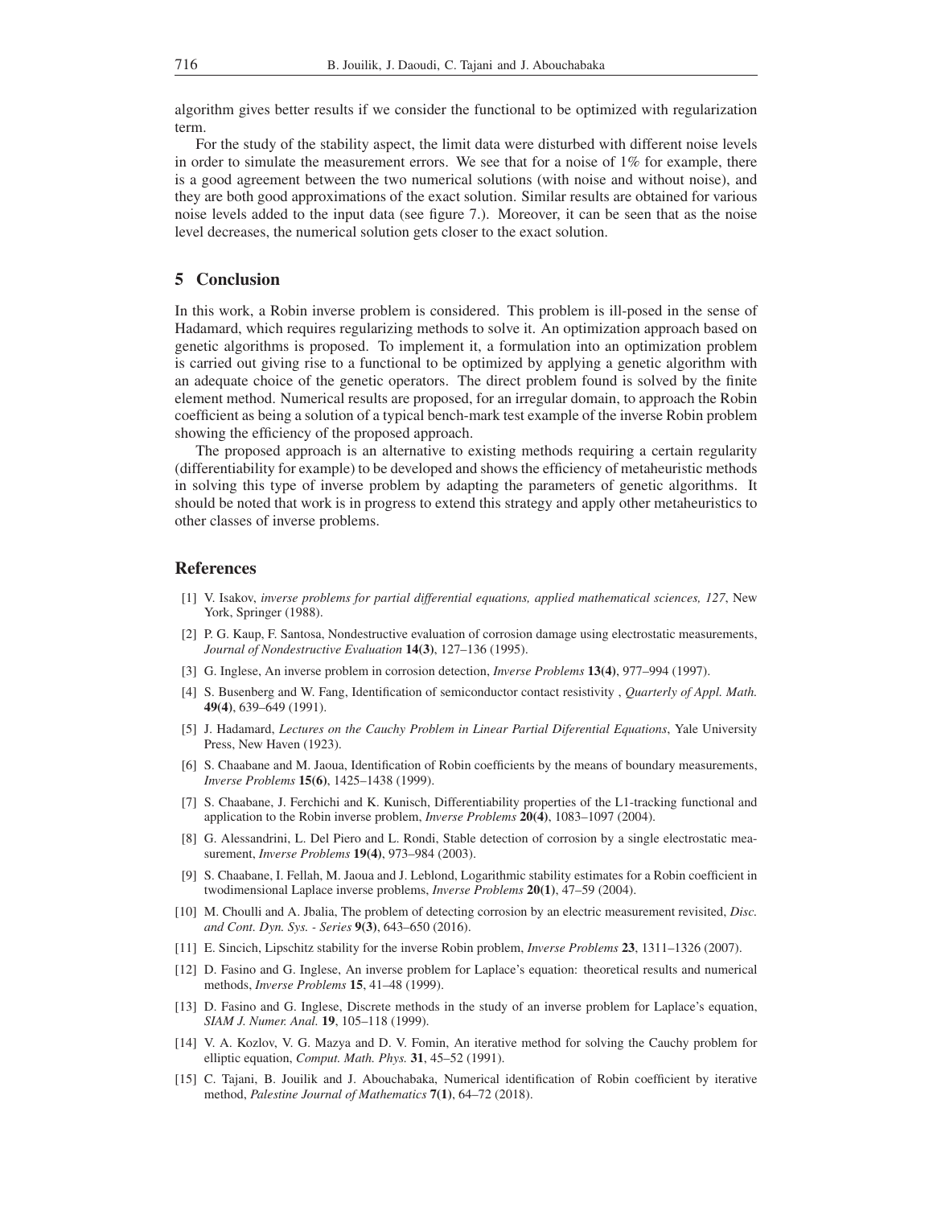algorithm gives better results if we consider the functional to be optimized with regularization term.

For the study of the stability aspect, the limit data were disturbed with different noise levels in order to simulate the measurement errors. We see that for a noise of 1% for example, there is a good agreement between the two numerical solutions (with noise and without noise), and they are both good approximations of the exact solution. Similar results are obtained for various noise levels added to the input data (see figure 7.). Moreover, it can be seen that as the noise level decreases, the numerical solution gets closer to the exact solution.

## 5 Conclusion

In this work, a Robin inverse problem is considered. This problem is ill-posed in the sense of Hadamard, which requires regularizing methods to solve it. An optimization approach based on genetic algorithms is proposed. To implement it, a formulation into an optimization problem is carried out giving rise to a functional to be optimized by applying a genetic algorithm with an adequate choice of the genetic operators. The direct problem found is solved by the finite element method. Numerical results are proposed, for an irregular domain, to approach the Robin coefficient as being a solution of a typical bench-mark test example of the inverse Robin problem showing the efficiency of the proposed approach.

The proposed approach is an alternative to existing methods requiring a certain regularity (differentiability for example) to be developed and shows the efficiency of metaheuristic methods in solving this type of inverse problem by adapting the parameters of genetic algorithms. It should be noted that work is in progress to extend this strategy and apply other metaheuristics to other classes of inverse problems.

## References

[1] V. Isakov, *inverse problems for partial differential equations, applied mathematical sciences, 127*, New York, Springer (1988).

[2] P. G. Kaup, F. Santosa, Nondestructive evaluation of corrosion damage using electrostatic measurements, *Journal of Nondestructive Evaluation* **14(3)**, 127–136 (1995).

[3] G. Inglese, An inverse problem in corrosion detection, *Inverse Problems* **13(4)**, 977–994 (1997).

[4] S. Busenberg and W. Fang, Identification of semiconductor contact resistivity , *Quarterly of Appl. Math.* **49(4)**, 639–649 (1991).

[5] J. Hadamard, *Lectures on the Cauchy Problem in Linear Partial Diferential Equations*, Yale University Press, New Haven (1923).

[6] S. Chaabane and M. Jaoua, Identification of Robin coefficients by the means of boundary measurements, *Inverse Problems* **15(6)**, 1425–1438 (1999).

[7] S. Chaabane, J. Ferchichi and K. Kunisch, Differentiability properties of the L1-tracking functional and application to the Robin inverse problem, *Inverse Problems* **20(4)**, 1083–1097 (2004).

[8] G. Alessandrini, L. Del Piero and L. Rondi, Stable detection of corrosion by a single electrostatic measurement, *Inverse Problems* **19(4)**, 973–984 (2003).

[9] S. Chaabane, I. Fellah, M. Jaoua and J. Leblond, Logarithmic stability estimates for a Robin coefficient in twodimensional Laplace inverse problems, *Inverse Problems* **20(1)**, 47–59 (2004).

[10] M. Choulli and A. Jbalia, The problem of detecting corrosion by an electric measurement revisited, *Disc. and Cont. Dyn. Sys. - Series* **9(3)**, 643–650 (2016).

[11] E. Sincich, Lipschitz stability for the inverse Robin problem, *Inverse Problems* **23**, 1311–1326 (2007).

[12] D. Fasino and G. Inglese, An inverse problem for Laplace's equation: theoretical results and numerical methods, *Inverse Problems* **15**, 41–48 (1999).

[13] D. Fasino and G. Inglese, Discrete methods in the study of an inverse problem for Laplace's equation, *SIAM J. Numer. Anal.* **19**, 105–118 (1999).

[14] V. A. Kozlov, V. G. Mazya and D. V. Fomin, An iterative method for solving the Cauchy problem for elliptic equation, *Comput. Math. Phys.* **31**, 45–52 (1991).

[15] C. Tajani, B. Jouilik and J. Abouchabaka, Numerical identification of Robin coefficient by iterative method, *Palestine Journal of Mathematics* **7(1)**, 64–72 (2018).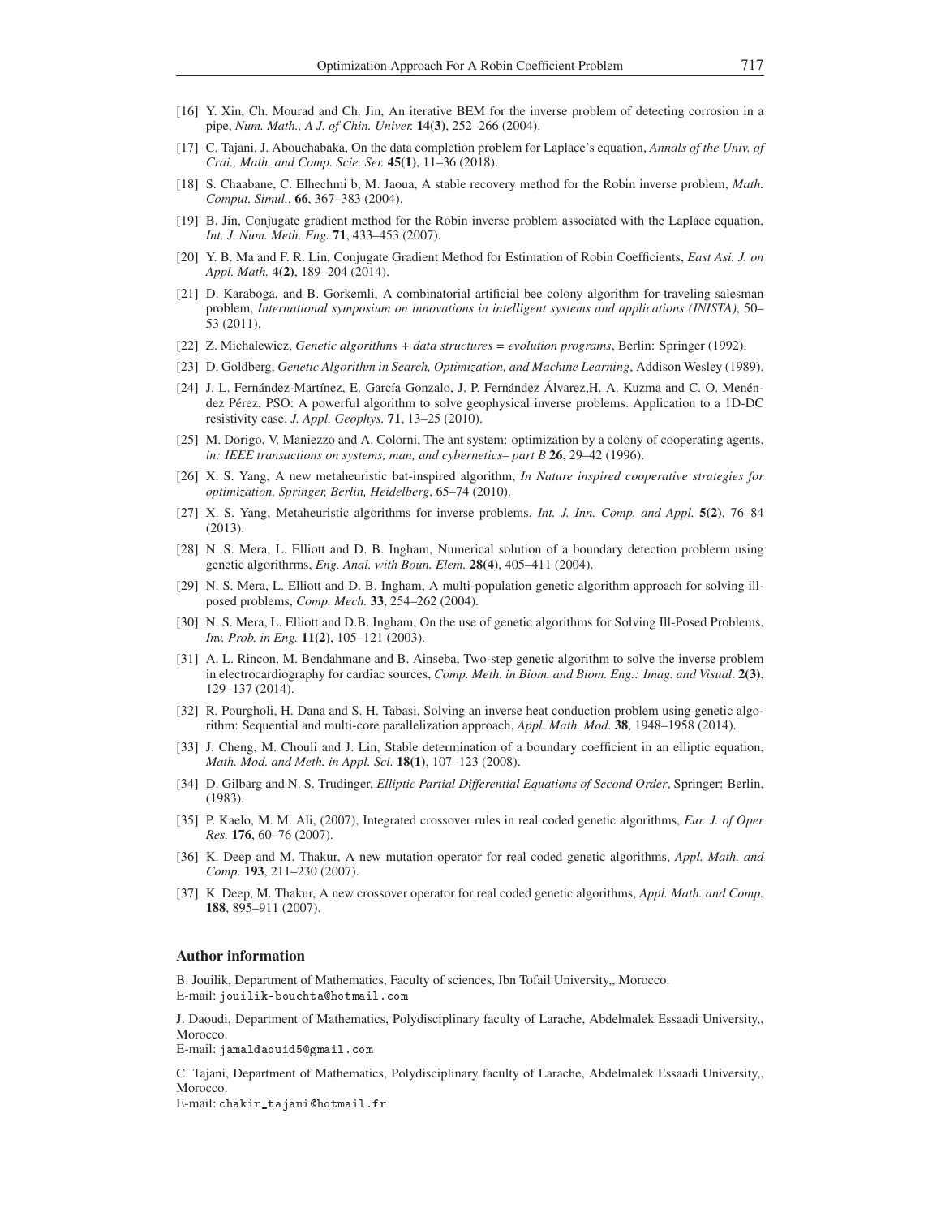[16] Y. Xin, Ch. Mourad and Ch. Jin, An iterative BEM for the inverse problem of detecting corrosion in a pipe, *Num. Math., A J. of Chin. Univer.* **14(3)**, 252–266 (2004).

[17] C. Tajani, J. Abouchabaka, On the data completion problem for Laplace's equation, *Annals of the Univ. of Crai., Math. and Comp. Scie. Ser.* **45(1)**, 11–36 (2018).

[18] S. Chaabane, C. Elhechmi b, M. Jaoua, A stable recovery method for the Robin inverse problem, *Math. Comput. Simul.*, **66**, 367–383 (2004).

[19] B. Jin, Conjugate gradient method for the Robin inverse problem associated with the Laplace equation, *Int. J. Num. Meth. Eng.* **71**, 433–453 (2007).

[20] Y. B. Ma and F. R. Lin, Conjugate Gradient Method for Estimation of Robin Coefficients, *East Asi. J. on Appl. Math.* **4(2)**, 189–204 (2014).

[21] D. Karaboga, and B. Gorkemli, A combinatorial artificial bee colony algorithm for traveling salesman problem, *International symposium on innovations in intelligent systems and applications (INISTA)*, 50–53 (2011).

[22] Z. Michalewicz, *Genetic algorithms + data structures = evolution programs*, Berlin: Springer (1992).

[23] D. Goldberg, *Genetic Algorithm in Search, Optimization, and Machine Learning*, Addison Wesley (1989).

[24] J. L. Fernández-Martínez, E. García-Gonzalo, J. P. Fernández Álvarez,H. A. Kuzma and C. O. Menéndez Pérez, PSO: A powerful algorithm to solve geophysical inverse problems. Application to a 1D-DC resistivity case. *J. Appl. Geophys.* **71**, 13–25 (2010).

[25] M. Dorigo, V. Maniezzo and A. Colorni, The ant system: optimization by a colony of cooperating agents, *in: IEEE transactions on systems, man, and cybernetics– part B* **26**, 29–42 (1996).

[26] X. S. Yang, A new metaheuristic bat-inspired algorithm, *In Nature inspired cooperative strategies for optimization, Springer, Berlin, Heidelberg*, 65–74 (2010).

[27] X. S. Yang, Metaheuristic algorithms for inverse problems, *Int. J. Inn. Comp. and Appl.* **5(2)**, 76–84 (2013).

[28] N. S. Mera, L. Elliott and D. B. Ingham, Numerical solution of a boundary detection problerm using genetic algorithrms, *Eng. Anal. with Boun. Elem.* **28(4)**, 405–411 (2004).

[29] N. S. Mera, L. Elliott and D. B. Ingham, A multi-population genetic algorithm approach for solving ill-posed problems, *Comp. Mech.* **33**, 254–262 (2004).

[30] N. S. Mera, L. Elliott and D.B. Ingham, On the use of genetic algorithms for Solving Ill-Posed Problems, *Inv. Prob. in Eng.* **11(2)**, 105–121 (2003).

[31] A. L. Rincon, M. Bendahmane and B. Ainseba, Two-step genetic algorithm to solve the inverse problem in electrocardiography for cardiac sources, *Comp. Meth. in Biom. and Biom. Eng.: Imag. and Visual.* **2(3)**, 129–137 (2014).

[32] R. Pourgholi, H. Dana and S. H. Tabasi, Solving an inverse heat conduction problem using genetic algorithm: Sequential and multi-core parallelization approach, *Appl. Math. Mod.* **38**, 1948–1958 (2014).

[33] J. Cheng, M. Chouli and J. Lin, Stable determination of a boundary coefficient in an elliptic equation, *Math. Mod. and Meth. in Appl. Sci.* **18(1)**, 107–123 (2008).

[34] D. Gilbarg and N. S. Trudinger, *Elliptic Partial Differential Equations of Second Order*, Springer: Berlin, (1983).

[35] P. Kaelo, M. M. Ali, (2007), Integrated crossover rules in real coded genetic algorithms, *Eur. J. of Oper Res.* **176**, 60–76 (2007).

[36] K. Deep and M. Thakur, A new mutation operator for real coded genetic algorithms, *Appl. Math. and Comp.* **193**, 211–230 (2007).

[37] K. Deep, M. Thakur, A new crossover operator for real coded genetic algorithms, *Appl. Math. and Comp.* **188**, 895–911 (2007).

### Author information

B. Jouilik, Department of Mathematics, Faculty of sciences, Ibn Tofail University,, Morocco.
E-mail: jouilik-bouchta@hotmail.com

J. Daoudi, Department of Mathematics, Polydisciplinary faculty of Larache, Abdelmalek Essaadi University,, Morocco.
E-mail: jamaldaouid5@gmail.com

C. Tajani, Department of Mathematics, Polydisciplinary faculty of Larache, Abdelmalek Essaadi University,, Morocco.
E-mail: chakir_tajani@hotmail.fr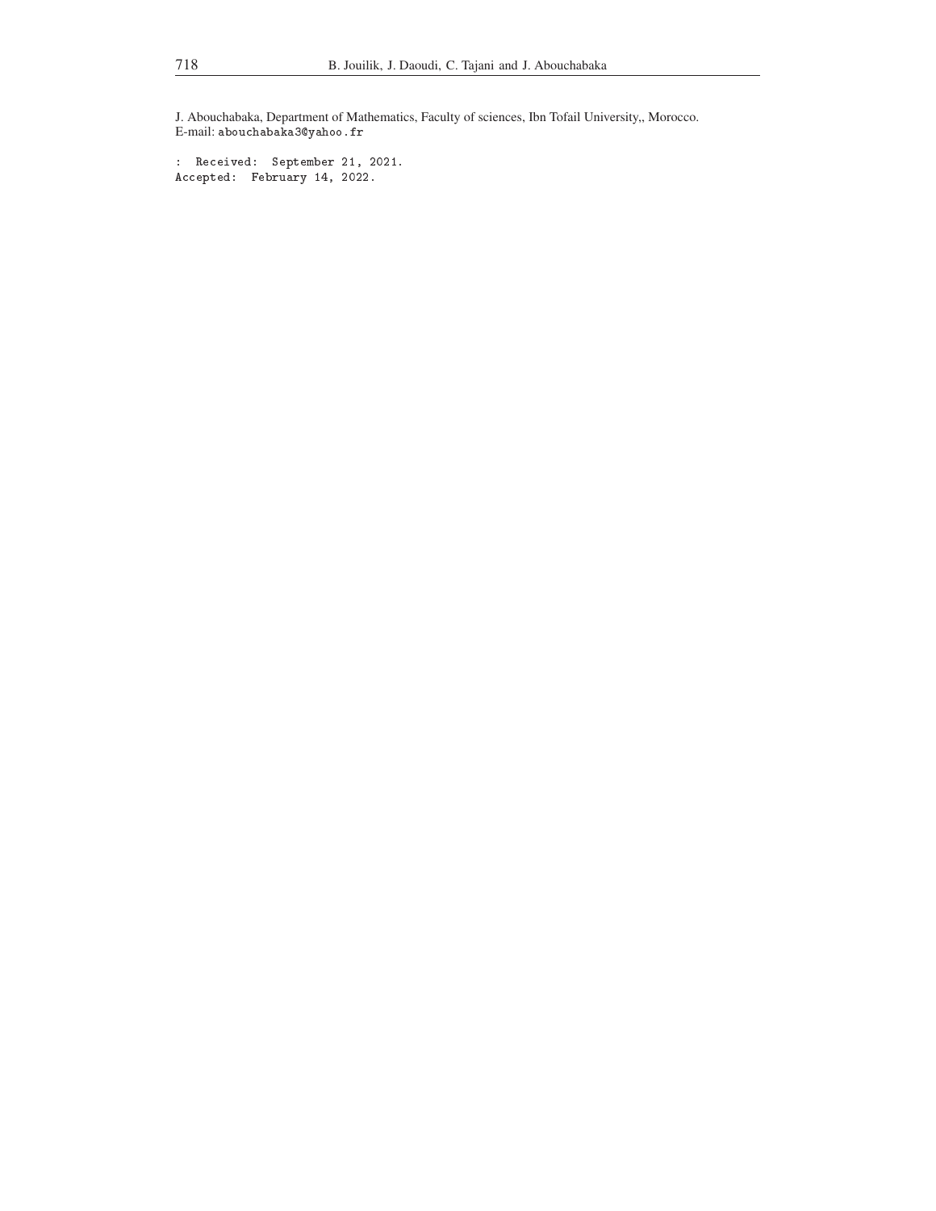J. Abouchabaka, Department of Mathematics, Faculty of sciences, Ibn Tofail University,, Morocco.
E-mail: `abouchabaka3@yahoo.fr`

```
: Received: September 21, 2021.
Accepted: February 14, 2022.
```